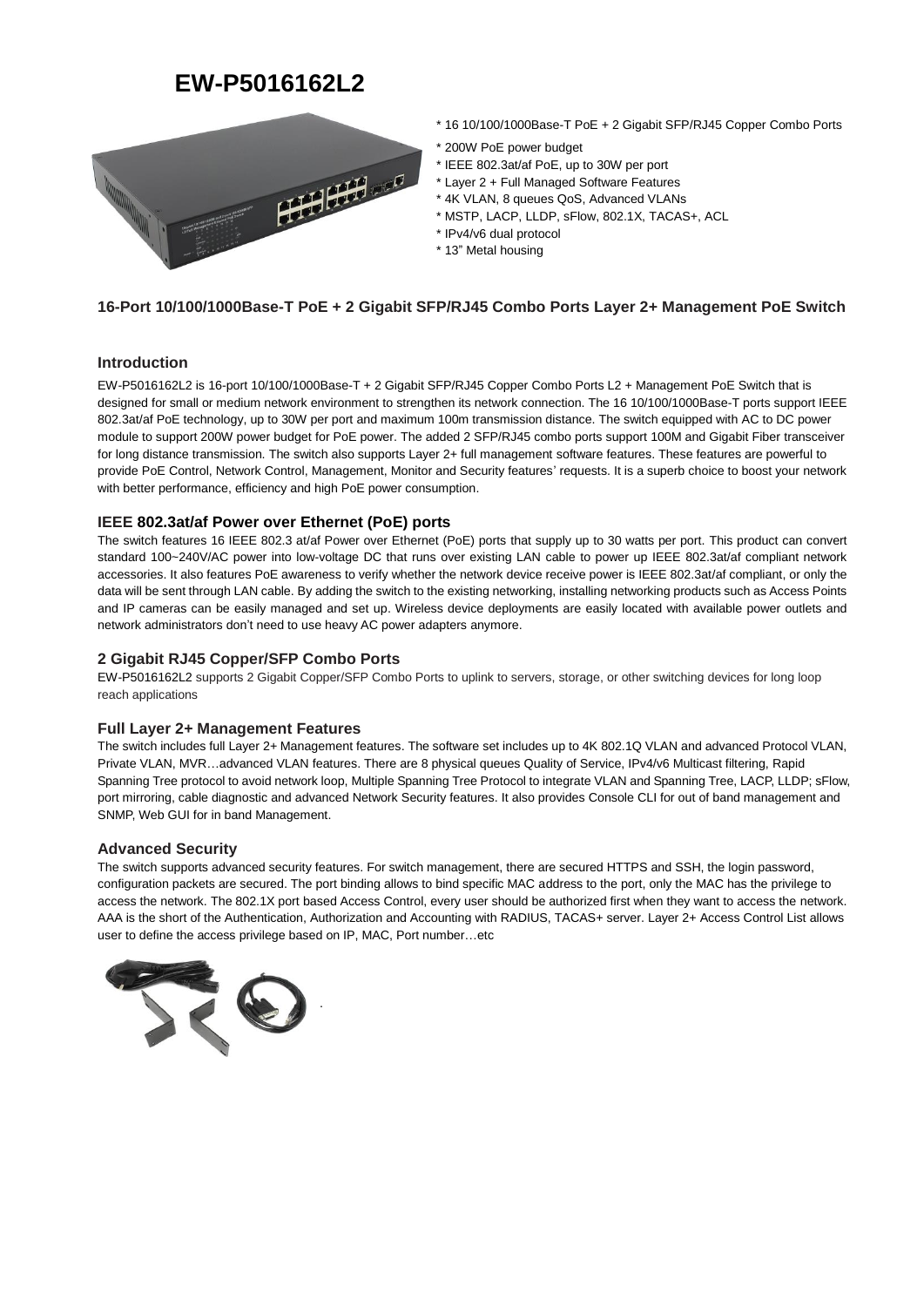# EW-P5016162L2

* 16 10/100/1000Base-T PoE + 2 Gigabit SFP/RJ45 Copper Combo Ports
* 200W PoE power budget
* IEEE 802.3at/af PoE, up to 30W per port
* Layer 2 + Full Managed Software Features
* 4K VLAN, 8 queues QoS, Advanced VLANs
* MSTP, LACP, LLDP, sFlow, 802.1X, TACAS+, ACL
* IPv4/v6 dual protocol
* 13" Metal housing

### 16-Port 10/100/1000Base-T PoE + 2 Gigabit SFP/RJ45 Combo Ports Layer 2+ Management PoE Switch

### Introduction

EW-P5016162L2 is 16-port 10/100/1000Base-T + 2 Gigabit SFP/RJ45 Copper Combo Ports L2 + Management PoE Switch that is designed for small or medium network environment to strengthen its network connection. The 16 10/100/1000Base-T ports support IEEE 802.3at/af PoE technology, up to 30W per port and maximum 100m transmission distance. The switch equipped with AC to DC power module to support 200W power budget for PoE power. The added 2 SFP/RJ45 combo ports support 100M and Gigabit Fiber transceiver for long distance transmission. The switch also supports Layer 2+ full management software features. These features are powerful to provide PoE Control, Network Control, Management, Monitor and Security features' requests. It is a superb choice to boost your network with better performance, efficiency and high PoE power consumption.

### IEEE 802.3at/af Power over Ethernet (PoE) ports

The switch features 16 IEEE 802.3 at/af Power over Ethernet (PoE) ports that supply up to 30 watts per port. This product can convert standard 100~240V/AC power into low-voltage DC that runs over existing LAN cable to power up IEEE 802.3at/af compliant network accessories. It also features PoE awareness to verify whether the network device receive power is IEEE 802.3at/af compliant, or only the data will be sent through LAN cable. By adding the switch to the existing networking, installing networking products such as Access Points and IP cameras can be easily managed and set up. Wireless device deployments are easily located with available power outlets and network administrators don't need to use heavy AC power adapters anymore.

### 2 Gigabit RJ45 Copper/SFP Combo Ports

EW-P5016162L2 supports 2 Gigabit Copper/SFP Combo Ports to uplink to servers, storage, or other switching devices for long loop reach applications

### Full Layer 2+ Management Features

The switch includes full Layer 2+ Management features. The software set includes up to 4K 802.1Q VLAN and advanced Protocol VLAN, Private VLAN, MVR…advanced VLAN features. There are 8 physical queues Quality of Service, IPv4/v6 Multicast filtering, Rapid Spanning Tree protocol to avoid network loop, Multiple Spanning Tree Protocol to integrate VLAN and Spanning Tree, LACP, LLDP; sFlow, port mirroring, cable diagnostic and advanced Network Security features. It also provides Console CLI for out of band management and SNMP, Web GUI for in band Management.

### Advanced Security

The switch supports advanced security features. For switch management, there are secured HTTPS and SSH, the login password, configuration packets are secured. The port binding allows to bind specific MAC address to the port, only the MAC has the privilege to access the network. The 802.1X port based Access Control, every user should be authorized first when they want to access the network. AAA is the short of the Authentication, Authorization and Accounting with RADIUS, TACAS+ server. Layer 2+ Access Control List allows user to define the access privilege based on IP, MAC, Port number…etc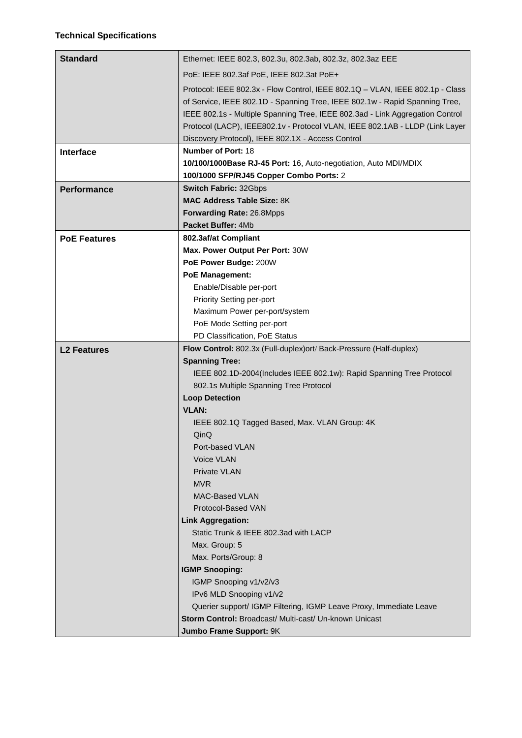**Technical Specifications**

| **Standard** | Ethernet: IEEE 802.3, 802.3u, 802.3ab, 802.3z, 802.3az EEE<br>PoE: IEEE 802.3af PoE, IEEE 802.3at PoE+<br>Protocol: IEEE 802.3x - Flow Control, IEEE 802.1Q – VLAN, IEEE 802.1p - Class of Service, IEEE 802.1D - Spanning Tree, IEEE 802.1w - Rapid Spanning Tree, IEEE 802.1s - Multiple Spanning Tree, IEEE 802.3ad - Link Aggregation Control Protocol (LACP), IEEE802.1v - Protocol VLAN, IEEE 802.1AB - LLDP (Link Layer Discovery Protocol), IEEE 802.1X - Access Control |
|---|---|
| **Interface** | **Number of Port:** 18<br>**10/100/1000Base RJ-45 Port:** 16, Auto-negotiation, Auto MDI/MDIX<br>**100/1000 SFP/RJ45 Copper Combo Ports:** 2 |
| **Performance** | **Switch Fabric:** 32Gbps<br>**MAC Address Table Size:** 8K<br>**Forwarding Rate:** 26.8Mpps<br>**Packet Buffer:** 4Mb |
| **PoE Features** | **802.3af/at Compliant**<br>**Max. Power Output Per Port:** 30W<br>**PoE Power Budge:** 200W<br>**PoE Management:**<br>Enable/Disable per-port<br>Priority Setting per-port<br>Maximum Power per-port/system<br>PoE Mode Setting per-port<br>PD Classification, PoE Status |
| **L2 Features** | **Flow Control:** 802.3x (Full-duplex)ort/ Back-Pressure (Half-duplex)<br>**Spanning Tree:**<br>IEEE 802.1D-2004(Includes IEEE 802.1w): Rapid Spanning Tree Protocol<br>802.1s Multiple Spanning Tree Protocol<br>**Loop Detection**<br>**VLAN:**<br>IEEE 802.1Q Tagged Based, Max. VLAN Group: 4K<br>QinQ<br>Port-based VLAN<br>Voice VLAN<br>Private VLAN<br>MVR<br>MAC-Based VLAN<br>Protocol-Based VAN<br>**Link Aggregation:**<br>Static Trunk & IEEE 802.3ad with LACP<br>Max. Group: 5<br>Max. Ports/Group: 8<br>**IGMP Snooping:**<br>IGMP Snooping v1/v2/v3<br>IPv6 MLD Snooping v1/v2<br>Querier support/ IGMP Filtering, IGMP Leave Proxy, Immediate Leave<br>**Storm Control:** Broadcast/ Multi-cast/ Un-known Unicast<br>**Jumbo Frame Support:** 9K |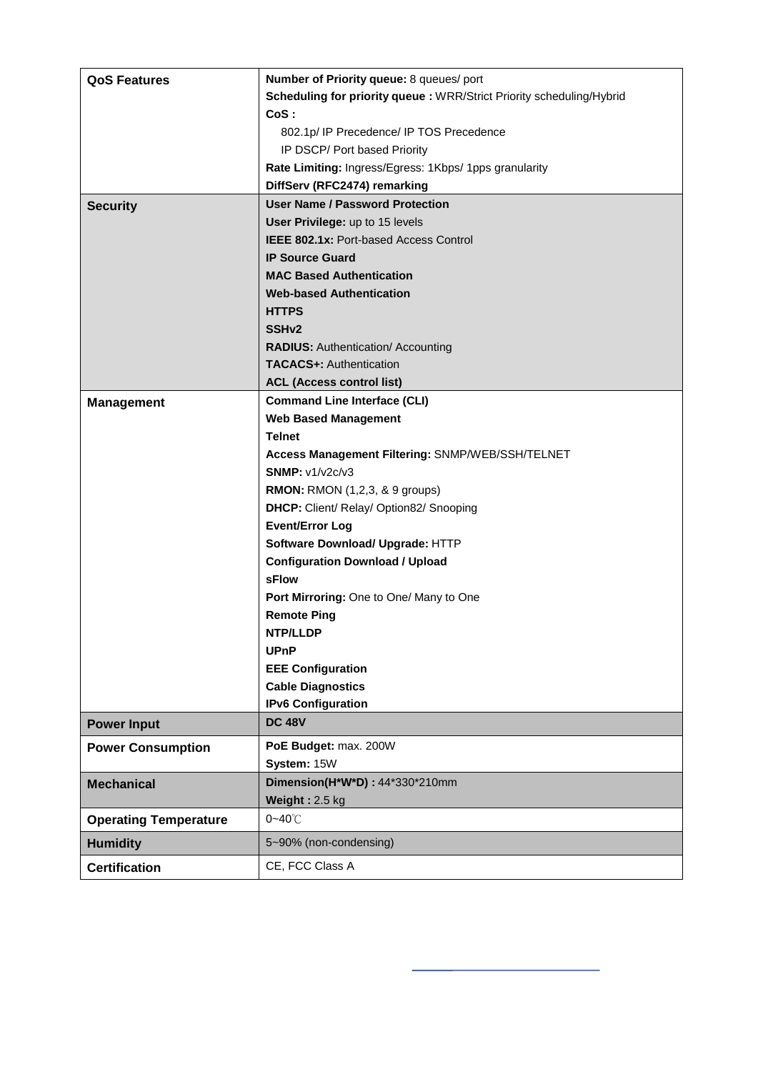| | |
|---|---|
| **QoS Features** | **Number of Priority queue:** 8 queues/ port<br>**Scheduling for priority queue :** WRR/Strict Priority scheduling/Hybrid<br>**CoS :**<br>802.1p/ IP Precedence/ IP TOS Precedence<br>IP DSCP/ Port based Priority<br>**Rate Limiting:** Ingress/Egress: 1Kbps/ 1pps granularity<br>**DiffServ (RFC2474) remarking** |
| **Security** | **User Name / Password Protection**<br>**User Privilege:** up to 15 levels<br>**IEEE 802.1x:** Port-based Access Control<br>**IP Source Guard**<br>**MAC Based Authentication**<br>**Web-based Authentication**<br>**HTTPS**<br>**SSHv2**<br>**RADIUS:** Authentication/ Accounting<br>**TACACS+:** Authentication<br>**ACL (Access control list)** |
| **Management** | **Command Line Interface (CLI)**<br>**Web Based Management**<br>**Telnet**<br>**Access Management Filtering:** SNMP/WEB/SSH/TELNET<br>**SNMP:** v1/v2c/v3<br>**RMON:** RMON (1,2,3, & 9 groups)<br>**DHCP:** Client/ Relay/ Option82/ Snooping<br>**Event/Error Log**<br>**Software Download/ Upgrade:** HTTP<br>**Configuration Download / Upload**<br>**sFlow**<br>**Port Mirroring:** One to One/ Many to One<br>**Remote Ping**<br>**NTP/LLDP**<br>**UPnP**<br>**EEE Configuration**<br>**Cable Diagnostics**<br>**IPv6 Configuration** |
| **Power Input** | **DC 48V** |
| **Power Consumption** | **PoE Budget:** max. 200W<br>**System:** 15W |
| **Mechanical** | **Dimension(H\*W\*D) :** 44\*330\*210mm<br>**Weight :** 2.5 kg |
| **Operating Temperature** | 0~40℃ |
| **Humidity** | 5~90% (non-condensing) |
| **Certification** | CE, FCC Class A |